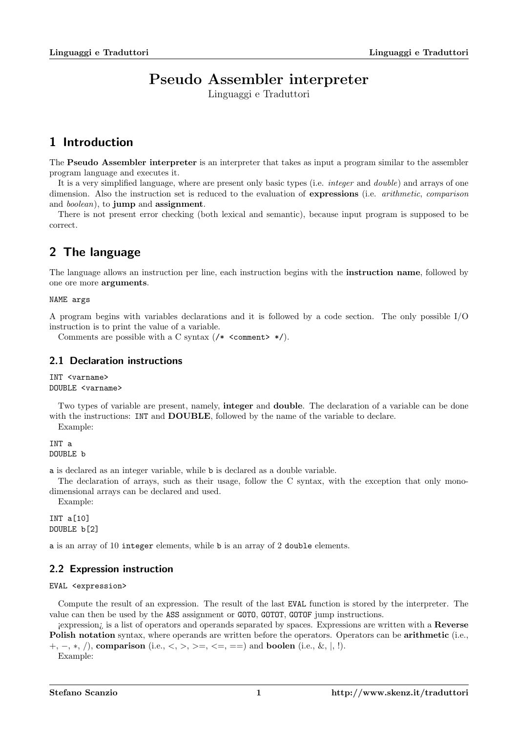# Pseudo Assembler interpreter

Linguaggi e Traduttori

## 1 Introduction

The **Pseudo Assembler interpreter** is an interpreter that takes as input a program similar to the assembler program language and executes it.

It is a very simplified language, where are present only basic types (i.e. *integer* and *double*) and arrays of one dimension. Also the instruction set is reduced to the evaluation of **expressions** (i.e. *arithmetic*, *comparison* and *boolean*), to **jump** and **assignment**.

There is not present error checking (both lexical and semantic), because input program is supposed to be correct.

## 2 The language

The language allows an instruction per line, each instruction begins with the **instruction name**, followed by one ore more **arguments**.

```
NAME args
```

A program begins with variables declarations and it is followed by a code section. The only possible I/O instruction is to print the value of a variable.

Comments are possible with a C syntax (`/* <comment> */`).

### 2.1 Declaration instructions

```
INT <varname>
DOUBLE <varname>
```

Two types of variable are present, namely, **integer** and **double**. The declaration of a variable can be done with the instructions: `INT` and **DOUBLE**, followed by the name of the variable to declare.

Example:

```
INT a
DOUBLE b
```

`a` is declared as an integer variable, while `b` is declared as a double variable.

The declaration of arrays, such as their usage, follow the C syntax, with the exception that only mono-dimensional arrays can be declared and used.

Example:

```
INT a[10]
DOUBLE b[2]
```

`a` is an array of 10 `integer` elements, while `b` is an array of 2 `double` elements.

### 2.2 Expression instruction

```
EVAL <expression>
```

Compute the result of an expression. The result of the last `EVAL` function is stored by the interpreter. The value can then be used by the `ASS` assignment or `GOTO`, `GOTOT`, `GOTOF` jump instructions.

¡expression¿ is a list of operators and operands separated by spaces. Expressions are written with a **Reverse Polish notation** syntax, where operands are written before the operators. Operators can be **arithmetic** (i.e., +, −, ∗, /), **comparison** (i.e., <, >, >=, <=, ==) and **boolen** (i.e., &, |, !).

Example: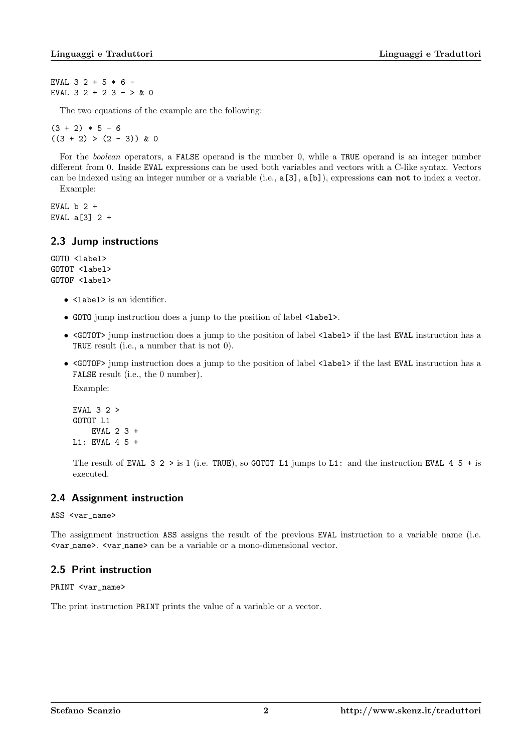```
EVAL 3 2 + 5 * 6 -
EVAL 3 2 + 2 3 - > & 0
```

The two equations of the example are the following:

```
(3 + 2) * 5 - 6
((3 + 2) > (2 - 3)) & 0
```

For the *boolean* operators, a `FALSE` operand is the number 0, while a `TRUE` operand is an integer number different from 0. Inside `EVAL` expressions can be used both variables and vectors with a C-like syntax. Vectors can be indexed using an integer number or a variable (i.e., `a[3]`, `a[b]`), expressions **can not** to index a vector.

Example:

```
EVAL b 2 +
EVAL a[3] 2 +
```

## 2.3 Jump instructions

```
GOTO <label>
GOTOT <label>
GOTOF <label>
```

- `<label>` is an identifier.
- `GOTO` jump instruction does a jump to the position of label `<label>`.
- `<GOTOT>` jump instruction does a jump to the position of label `<label>` if the last `EVAL` instruction has a `TRUE` result (i.e., a number that is not 0).
- `<GOTOF>` jump instruction does a jump to the position of label `<label>` if the last `EVAL` instruction has a `FALSE` result (i.e., the 0 number).

  Example:

  ```
  EVAL 3 2 >
  GOTOT L1
      EVAL 2 3 +
  L1: EVAL 4 5 +
  ```

  The result of `EVAL 3 2 >` is 1 (i.e. `TRUE`), so `GOTOT L1` jumps to `L1:` and the instruction `EVAL 4 5 +` is executed.

## 2.4 Assignment instruction

```
ASS <var_name>
```

The assignment instruction `ASS` assigns the result of the previous `EVAL` instruction to a variable name (i.e. `<var_name>`. `<var_name>` can be a variable or a mono-dimensional vector.

## 2.5 Print instruction

```
PRINT <var_name>
```

The print instruction `PRINT` prints the value of a variable or a vector.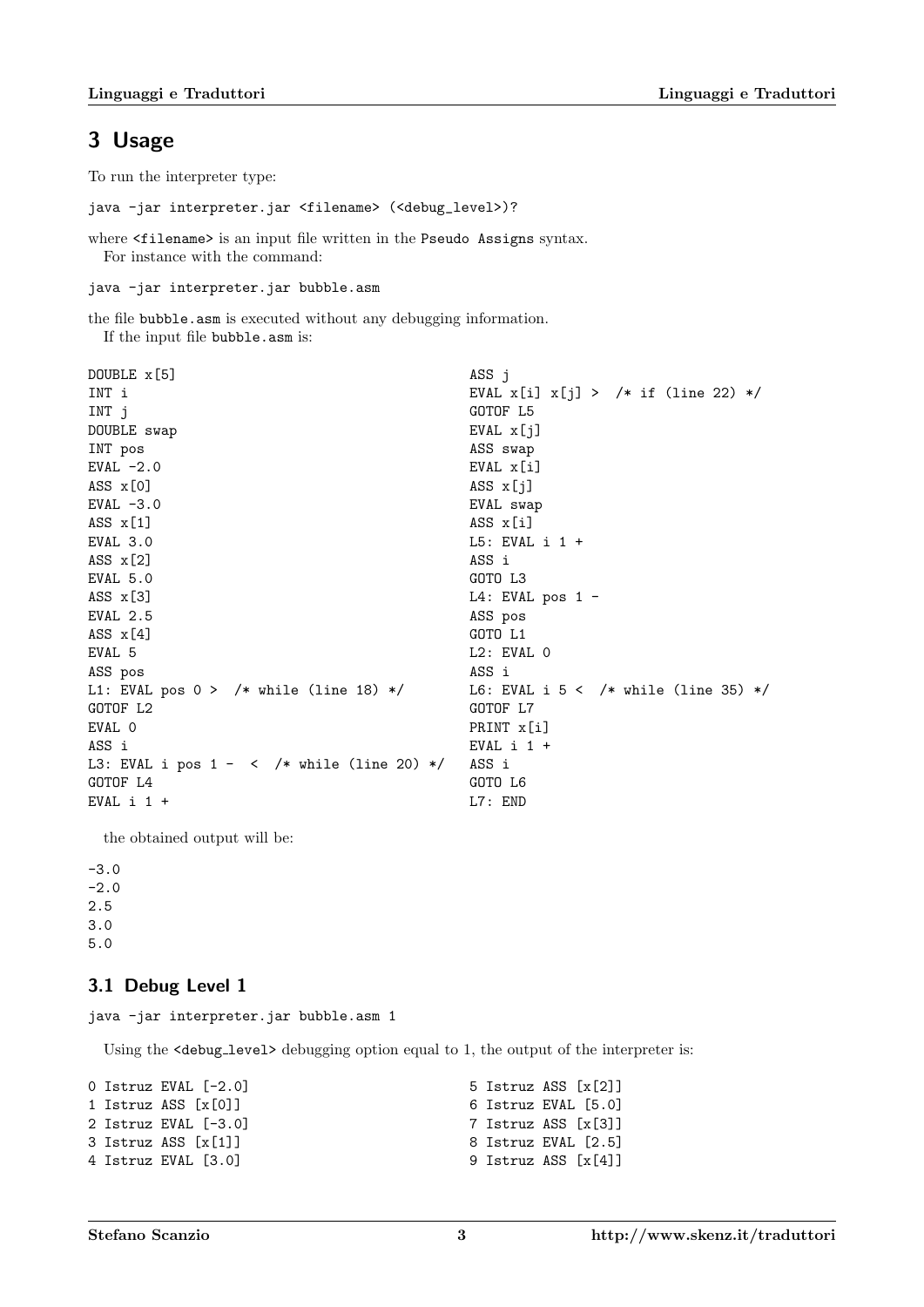## 3 Usage

To run the interpreter type:

```
java -jar interpreter.jar <filename> (<debug_level>)?
```

where `<filename>` is an input file written in the `Pseudo Assigns` syntax.
For instance with the command:

```
java -jar interpreter.jar bubble.asm
```

the file `bubble.asm` is executed without any debugging information.
If the input file `bubble.asm` is:

```
DOUBLE x[5]
INT i
INT j
DOUBLE swap
INT pos
EVAL -2.0
ASS x[0]
EVAL -3.0
ASS x[1]
EVAL 3.0
ASS x[2]
EVAL 5.0
ASS x[3]
EVAL 2.5
ASS x[4]
EVAL 5
ASS pos
L1: EVAL pos 0 >  /* while (line 18) */
GOTOF L2
EVAL 0
ASS i
L3: EVAL i pos 1 -  <  /* while (line 20) */
GOTOF L4
EVAL i 1 +
ASS j
EVAL x[i] x[j] >  /* if (line 22) */
GOTOF L5
EVAL x[j]
ASS swap
EVAL x[i]
ASS x[j]
EVAL swap
ASS x[i]
L5: EVAL i 1 +
ASS i
GOTO L3
L4: EVAL pos 1 -
ASS pos
GOTO L1
L2: EVAL 0
ASS i
L6: EVAL i 5 <  /* while (line 35) */
GOTOF L7
PRINT x[i]
EVAL i 1 +
ASS i
GOTO L6
L7: END
```

the obtained output will be:

```
-3.0
-2.0
2.5
3.0
5.0
```

### 3.1 Debug Level 1

```
java -jar interpreter.jar bubble.asm 1
```

Using the <debug_level> debugging option equal to 1, the output of the interpreter is:

```
0 Istruz EVAL [-2.0]
1 Istruz ASS [x[0]]
2 Istruz EVAL [-3.0]
3 Istruz ASS [x[1]]
4 Istruz EVAL [3.0]
5 Istruz ASS [x[2]]
6 Istruz EVAL [5.0]
7 Istruz ASS [x[3]]
8 Istruz EVAL [2.5]
9 Istruz ASS [x[4]]
```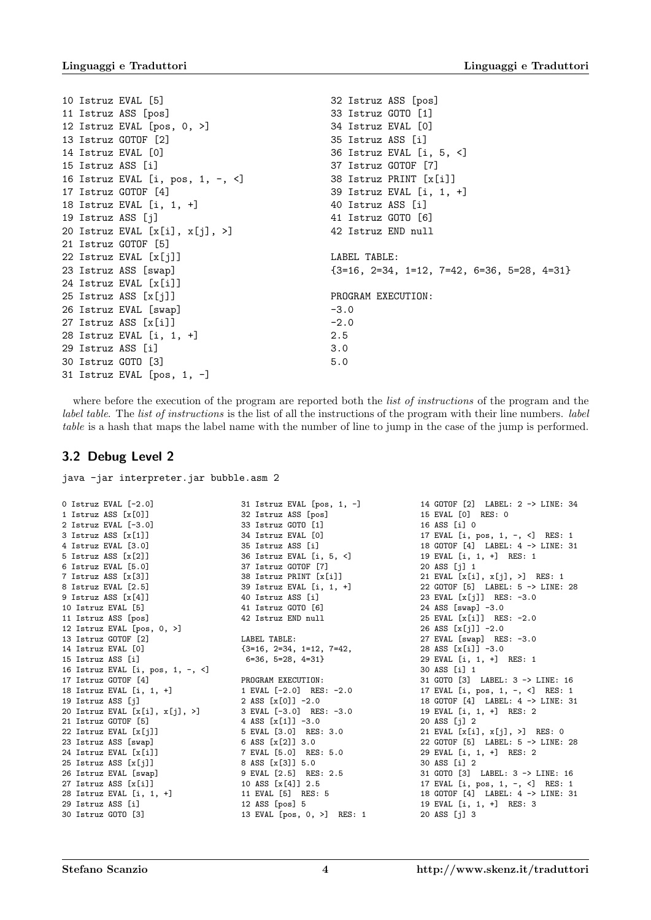```
10 Istruz EVAL [5]
11 Istruz ASS [pos]
12 Istruz EVAL [pos, 0, >]
13 Istruz GOTOF [2]
14 Istruz EVAL [0]
15 Istruz ASS [i]
16 Istruz EVAL [i, pos, 1, -, <]
17 Istruz GOTOF [4]
18 Istruz EVAL [i, 1, +]
19 Istruz ASS [j]
20 Istruz EVAL [x[i], x[j], >]
21 Istruz GOTOF [5]
22 Istruz EVAL [x[j]]
23 Istruz ASS [swap]
24 Istruz EVAL [x[i]]
25 Istruz ASS [x[j]]
26 Istruz EVAL [swap]
27 Istruz ASS [x[i]]
28 Istruz EVAL [i, 1, +]
29 Istruz ASS [i]
30 Istruz GOTO [3]
31 Istruz EVAL [pos, 1, -]
32 Istruz ASS [pos]
33 Istruz GOTO [1]
34 Istruz EVAL [0]
35 Istruz ASS [i]
36 Istruz EVAL [i, 5, <]
37 Istruz GOTOF [7]
38 Istruz PRINT [x[i]]
39 Istruz EVAL [i, 1, +]
40 Istruz ASS [i]
41 Istruz GOTO [6]
42 Istruz END null

LABEL TABLE:
{3=16, 2=34, 1=12, 7=42, 6=36, 5=28, 4=31}

PROGRAM EXECUTION:
-3.0
-2.0
2.5
3.0
5.0
```

where before the execution of the program are reported both the *list of instructions* of the program and the *label table*. The *list of instructions* is the list of all the instructions of the program with their line numbers. *label table* is a hash that maps the label name with the number of line to jump in the case of the jump is performed.

## 3.2 Debug Level 2

```
java -jar interpreter.jar bubble.asm 2
```

```
0 Istruz EVAL [-2.0]
1 Istruz ASS [x[0]]
2 Istruz EVAL [-3.0]
3 Istruz ASS [x[1]]
4 Istruz EVAL [3.0]
5 Istruz ASS [x[2]]
6 Istruz EVAL [5.0]
7 Istruz ASS [x[3]]
8 Istruz EVAL [2.5]
9 Istruz ASS [x[4]]
10 Istruz EVAL [5]
11 Istruz ASS [pos]
12 Istruz EVAL [pos, 0, >]
13 Istruz GOTOF [2]
14 Istruz EVAL [0]
15 Istruz ASS [i]
16 Istruz EVAL [i, pos, 1, -, <]
17 Istruz GOTOF [4]
18 Istruz EVAL [i, 1, +]
19 Istruz ASS [j]
20 Istruz EVAL [x[i], x[j], >]
21 Istruz GOTOF [5]
22 Istruz EVAL [x[j]]
23 Istruz ASS [swap]
24 Istruz EVAL [x[i]]
25 Istruz ASS [x[j]]
26 Istruz EVAL [swap]
27 Istruz ASS [x[i]]
28 Istruz EVAL [i, 1, +]
29 Istruz ASS [i]
30 Istruz GOTO [3]
31 Istruz EVAL [pos, 1, -]
32 Istruz ASS [pos]
33 Istruz GOTO [1]
34 Istruz EVAL [0]
35 Istruz ASS [i]
36 Istruz EVAL [i, 5, <]
37 Istruz GOTOF [7]
38 Istruz PRINT [x[i]]
39 Istruz EVAL [i, 1, +]
40 Istruz ASS [i]
41 Istruz GOTO [6]
42 Istruz END null

LABEL TABLE:
{3=16, 2=34, 1=12, 7=42,
 6=36, 5=28, 4=31}

PROGRAM EXECUTION:
1 EVAL [-2.0]  RES: -2.0
2 ASS [x[0]] -2.0
3 EVAL [-3.0]  RES: -3.0
4 ASS [x[1]] -3.0
5 EVAL [3.0]  RES: 3.0
6 ASS [x[2]] 3.0
7 EVAL [5.0]  RES: 5.0
8 ASS [x[3]] 5.0
9 EVAL [2.5]  RES: 2.5
10 ASS [x[4]] 2.5
11 EVAL [5]  RES: 5
12 ASS [pos] 5
13 EVAL [pos, 0, >]  RES: 1
14 GOTOF [2]  LABEL: 2 -> LINE: 34
15 EVAL [0]  RES: 0
16 ASS [i] 0
17 EVAL [i, pos, 1, -, <]  RES: 1
18 GOTOF [4]  LABEL: 4 -> LINE: 31
19 EVAL [i, 1, +]  RES: 1
20 ASS [j] 1
21 EVAL [x[i], x[j], >]  RES: 1
22 GOTOF [5]  LABEL: 5 -> LINE: 28
23 EVAL [x[j]]  RES: -3.0
24 ASS [swap] -3.0
25 EVAL [x[i]]  RES: -2.0
26 ASS [x[j]] -2.0
27 EVAL [swap]  RES: -3.0
28 ASS [x[i]] -3.0
29 EVAL [i, 1, +]  RES: 1
30 ASS [i] 1
31 GOTO [3]  LABEL: 3 -> LINE: 16
17 EVAL [i, pos, 1, -, <]  RES: 1
18 GOTOF [4]  LABEL: 4 -> LINE: 31
19 EVAL [i, 1, +]  RES: 2
20 ASS [j] 2
21 EVAL [x[i], x[j], >]  RES: 0
22 GOTOF [5]  LABEL: 5 -> LINE: 28
29 EVAL [i, 1, +]  RES: 2
30 ASS [i] 2
31 GOTO [3]  LABEL: 3 -> LINE: 16
17 EVAL [i, pos, 1, -, <]  RES: 1
18 GOTOF [4]  LABEL: 4 -> LINE: 31
19 EVAL [i, 1, +]  RES: 3
20 ASS [j] 3
```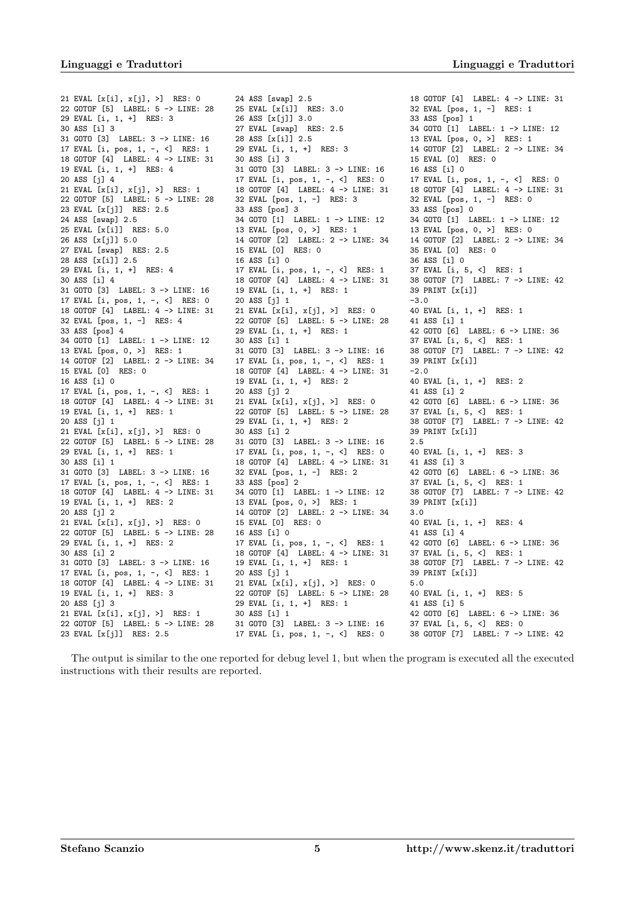```
21 EVAL [x[i], x[j], >]  RES: 0
22 GOTOF [5]  LABEL: 5 -> LINE: 28
29 EVAL [i, 1, +]  RES: 3
30 ASS [i] 3
31 GOTO [3]  LABEL: 3 -> LINE: 16
17 EVAL [i, pos, 1, -, <]  RES: 1
18 GOTOF [4]  LABEL: 4 -> LINE: 31
19 EVAL [i, 1, +]  RES: 4
20 ASS [j] 4
21 EVAL [x[i], x[j], >]  RES: 1
22 GOTOF [5]  LABEL: 5 -> LINE: 28
23 EVAL [x[j]]  RES: 2.5
24 ASS [swap] 2.5
25 EVAL [x[i]]  RES: 5.0
26 ASS [x[j]] 5.0
27 EVAL [swap]  RES: 2.5
28 ASS [x[i]] 2.5
29 EVAL [i, 1, +]  RES: 4
30 ASS [i] 4
31 GOTO [3]  LABEL: 3 -> LINE: 16
17 EVAL [i, pos, 1, -, <]  RES: 0
18 GOTOF [4]  LABEL: 4 -> LINE: 31
32 EVAL [pos, 1, -]  RES: 4
33 ASS [pos] 4
34 GOTO [1]  LABEL: 1 -> LINE: 12
13 EVAL [pos, 0, >]  RES: 1
14 GOTOF [2]  LABEL: 2 -> LINE: 34
15 EVAL [0]  RES: 0
16 ASS [i] 0
17 EVAL [i, pos, 1, -, <]  RES: 1
18 GOTOF [4]  LABEL: 4 -> LINE: 31
19 EVAL [i, 1, +]  RES: 1
20 ASS [j] 1
21 EVAL [x[i], x[j], >]  RES: 0
22 GOTOF [5]  LABEL: 5 -> LINE: 28
29 EVAL [i, 1, +]  RES: 1
30 ASS [i] 1
31 GOTO [3]  LABEL: 3 -> LINE: 16
17 EVAL [i, pos, 1, -, <]  RES: 1
18 GOTOF [4]  LABEL: 4 -> LINE: 31
19 EVAL [i, 1, +]  RES: 2
20 ASS [j] 2
21 EVAL [x[i], x[j], >]  RES: 0
22 GOTOF [5]  LABEL: 5 -> LINE: 28
29 EVAL [i, 1, +]  RES: 2
30 ASS [i] 2
31 GOTO [3]  LABEL: 3 -> LINE: 16
17 EVAL [i, pos, 1, -, <]  RES: 1
18 GOTOF [4]  LABEL: 4 -> LINE: 31
19 EVAL [i, 1, +]  RES: 3
20 ASS [j] 3
21 EVAL [x[i], x[j], >]  RES: 1
22 GOTOF [5]  LABEL: 5 -> LINE: 28
23 EVAL [x[j]]  RES: 2.5
24 ASS [swap] 2.5
25 EVAL [x[i]]  RES: 3.0
26 ASS [x[j]] 3.0
27 EVAL [swap]  RES: 2.5
28 ASS [x[i]] 2.5
29 EVAL [i, 1, +]  RES: 3
30 ASS [i] 3
31 GOTO [3]  LABEL: 3 -> LINE: 16
17 EVAL [i, pos, 1, -, <]  RES: 0
18 GOTOF [4]  LABEL: 4 -> LINE: 31
32 EVAL [pos, 1, -]  RES: 3
33 ASS [pos] 3
34 GOTO [1]  LABEL: 1 -> LINE: 12
13 EVAL [pos, 0, >]  RES: 1
14 GOTOF [2]  LABEL: 2 -> LINE: 34
15 EVAL [0]  RES: 0
16 ASS [i] 0
17 EVAL [i, pos, 1, -, <]  RES: 1
18 GOTOF [4]  LABEL: 4 -> LINE: 31
19 EVAL [i, 1, +]  RES: 1
20 ASS [j] 1
21 EVAL [x[i], x[j], >]  RES: 0
22 GOTOF [5]  LABEL: 5 -> LINE: 28
29 EVAL [i, 1, +]  RES: 1
30 ASS [i] 1
31 GOTO [3]  LABEL: 3 -> LINE: 16
17 EVAL [i, pos, 1, -, <]  RES: 1
18 GOTOF [4]  LABEL: 4 -> LINE: 31
19 EVAL [i, 1, +]  RES: 2
20 ASS [j] 2
21 EVAL [x[i], x[j], >]  RES: 0
22 GOTOF [5]  LABEL: 5 -> LINE: 28
29 EVAL [i, 1, +]  RES: 2
30 ASS [i] 2
31 GOTO [3]  LABEL: 3 -> LINE: 16
17 EVAL [i, pos, 1, -, <]  RES: 0
18 GOTOF [4]  LABEL: 4 -> LINE: 31
32 EVAL [pos, 1, -]  RES: 2
33 ASS [pos] 2
34 GOTO [1]  LABEL: 1 -> LINE: 12
13 EVAL [pos, 0, >]  RES: 1
14 GOTOF [2]  LABEL: 2 -> LINE: 34
15 EVAL [0]  RES: 0
16 ASS [i] 0
17 EVAL [i, pos, 1, -, <]  RES: 1
18 GOTOF [4]  LABEL: 4 -> LINE: 31
19 EVAL [i, 1, +]  RES: 1
20 ASS [j] 1
21 EVAL [x[i], x[j], >]  RES: 0
22 GOTOF [5]  LABEL: 5 -> LINE: 28
29 EVAL [i, 1, +]  RES: 1
30 ASS [i] 1
31 GOTO [3]  LABEL: 3 -> LINE: 16
17 EVAL [i, pos, 1, -, <]  RES: 0
18 GOTOF [4]  LABEL: 4 -> LINE: 31
32 EVAL [pos, 1, -]  RES: 1
33 ASS [pos] 1
34 GOTO [1]  LABEL: 1 -> LINE: 12
13 EVAL [pos, 0, >]  RES: 1
14 GOTOF [2]  LABEL: 2 -> LINE: 34
15 EVAL [0]  RES: 0
16 ASS [i] 0
17 EVAL [i, pos, 1, -, <]  RES: 0
18 GOTOF [4]  LABEL: 4 -> LINE: 31
32 EVAL [pos, 1, -]  RES: 0
33 ASS [pos] 0
34 GOTO [1]  LABEL: 1 -> LINE: 12
13 EVAL [pos, 0, >]  RES: 0
14 GOTOF [2]  LABEL: 2 -> LINE: 34
35 EVAL [0]  RES: 0
36 ASS [i] 0
37 EVAL [i, 5, <]  RES: 1
38 GOTOF [7]  LABEL: 7 -> LINE: 42
39 PRINT [x[i]]
-3.0
40 EVAL [i, 1, +]  RES: 1
41 ASS [i] 1
42 GOTO [6]  LABEL: 6 -> LINE: 36
37 EVAL [i, 5, <]  RES: 1
38 GOTOF [7]  LABEL: 7 -> LINE: 42
39 PRINT [x[i]]
-2.0
40 EVAL [i, 1, +]  RES: 2
41 ASS [i] 2
42 GOTO [6]  LABEL: 6 -> LINE: 36
37 EVAL [i, 5, <]  RES: 1
38 GOTOF [7]  LABEL: 7 -> LINE: 42
39 PRINT [x[i]]
2.5
40 EVAL [i, 1, +]  RES: 3
41 ASS [i] 3
42 GOTO [6]  LABEL: 6 -> LINE: 36
37 EVAL [i, 5, <]  RES: 1
38 GOTOF [7]  LABEL: 7 -> LINE: 42
39 PRINT [x[i]]
3.0
40 EVAL [i, 1, +]  RES: 4
41 ASS [i] 4
42 GOTO [6]  LABEL: 6 -> LINE: 36
37 EVAL [i, 5, <]  RES: 1
38 GOTOF [7]  LABEL: 7 -> LINE: 42
39 PRINT [x[i]]
5.0
40 EVAL [i, 1, +]  RES: 5
41 ASS [i] 5
42 GOTO [6]  LABEL: 6 -> LINE: 36
37 EVAL [i, 5, <]  RES: 0
38 GOTOF [7]  LABEL: 7 -> LINE: 42
```

The output is similar to the one reported for debug level 1, but when the program is executed all the executed instructions with their results are reported.